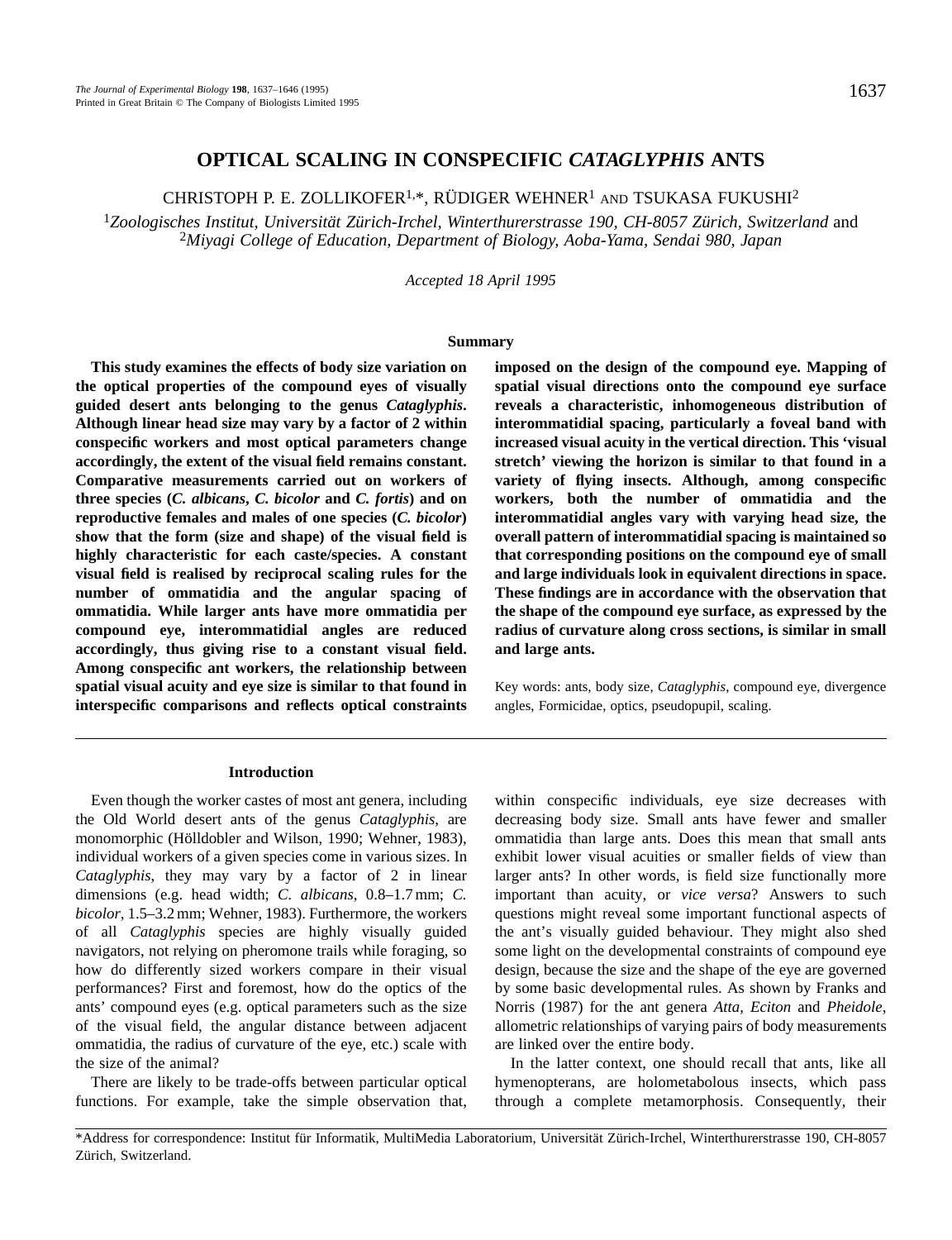# OPTICAL SCALING IN CONSPECIFIC *CATAGLYPHIS* ANTS

CHRISTOPH P. E. ZOLLIKOFER[1,*], RÜDIGER WEHNER[1] AND TSUKASA FUKUSHI[2]

[1]*Zoologisches Institut, Universität Zürich-Irchel, Winterthurerstrasse 190, CH-8057 Zürich, Switzerland* and [2]*Miyagi College of Education, Department of Biology, Aoba-Yama, Sendai 980, Japan*

*Accepted 18 April 1995*

## Summary

**This study examines the effects of body size variation on the optical properties of the compound eyes of visually guided desert ants belonging to the genus *Cataglyphis*. Although linear head size may vary by a factor of 2 within conspecific workers and most optical parameters change accordingly, the extent of the visual field remains constant. Comparative measurements carried out on workers of three species (*C. albicans*, *C. bicolor* and *C. fortis*) and on reproductive females and males of one species (*C. bicolor*) show that the form (size and shape) of the visual field is highly characteristic for each caste/species. A constant visual field is realised by reciprocal scaling rules for the number of ommatidia and the angular spacing of ommatidia. While larger ants have more ommatidia per compound eye, interommatidial angles are reduced accordingly, thus giving rise to a constant visual field. Among conspecific ant workers, the relationship between spatial visual acuity and eye size is similar to that found in interspecific comparisons and reflects optical constraints imposed on the design of the compound eye. Mapping of spatial visual directions onto the compound eye surface reveals a characteristic, inhomogeneous distribution of interommatidial spacing, particularly a foveal band with increased visual acuity in the vertical direction. This 'visual stretch' viewing the horizon is similar to that found in a variety of flying insects. Although, among conspecific workers, both the number of ommatidia and the interommatidial angles vary with varying head size, the overall pattern of interommatidial spacing is maintained so that corresponding positions on the compound eye of small and large individuals look in equivalent directions in space. These findings are in accordance with the observation that the shape of the compound eye surface, as expressed by the radius of curvature along cross sections, is similar in small and large ants.**

Key words: ants, body size, *Cataglyphis*, compound eye, divergence angles, Formicidae, optics, pseudopupil, scaling.

## Introduction

Even though the worker castes of most ant genera, including the Old World desert ants of the genus *Cataglyphis*, are monomorphic (Hölldobler and Wilson, 1990; Wehner, 1983), individual workers of a given species come in various sizes. In *Cataglyphis*, they may vary by a factor of 2 in linear dimensions (e.g. head width; *C. albicans*, 0.8–1.7 mm; *C. bicolor*, 1.5–3.2 mm; Wehner, 1983). Furthermore, the workers of all *Cataglyphis* species are highly visually guided navigators, not relying on pheromone trails while foraging, so how do differently sized workers compare in their visual performances? First and foremost, how do the optics of the ants' compound eyes (e.g. optical parameters such as the size of the visual field, the angular distance between adjacent ommatidia, the radius of curvature of the eye, etc.) scale with the size of the animal?

There are likely to be trade-offs between particular optical functions. For example, take the simple observation that, within conspecific individuals, eye size decreases with decreasing body size. Small ants have fewer and smaller ommatidia than large ants. Does this mean that small ants exhibit lower visual acuities or smaller fields of view than larger ants? In other words, is field size functionally more important than acuity, or *vice versa*? Answers to such questions might reveal some important functional aspects of the ant's visually guided behaviour. They might also shed some light on the developmental constraints of compound eye design, because the size and the shape of the eye are governed by some basic developmental rules. As shown by Franks and Norris (1987) for the ant genera *Atta*, *Eciton* and *Pheidole*, allometric relationships of varying pairs of body measurements are linked over the entire body.

In the latter context, one should recall that ants, like all hymenopterans, are holometabolous insects, which pass through a complete metamorphosis. Consequently, their

*Address for correspondence: Institut für Informatik, MultiMedia Laboratorium, Universität Zürich-Irchel, Winterthurerstrasse 190, CH-8057 Zürich, Switzerland.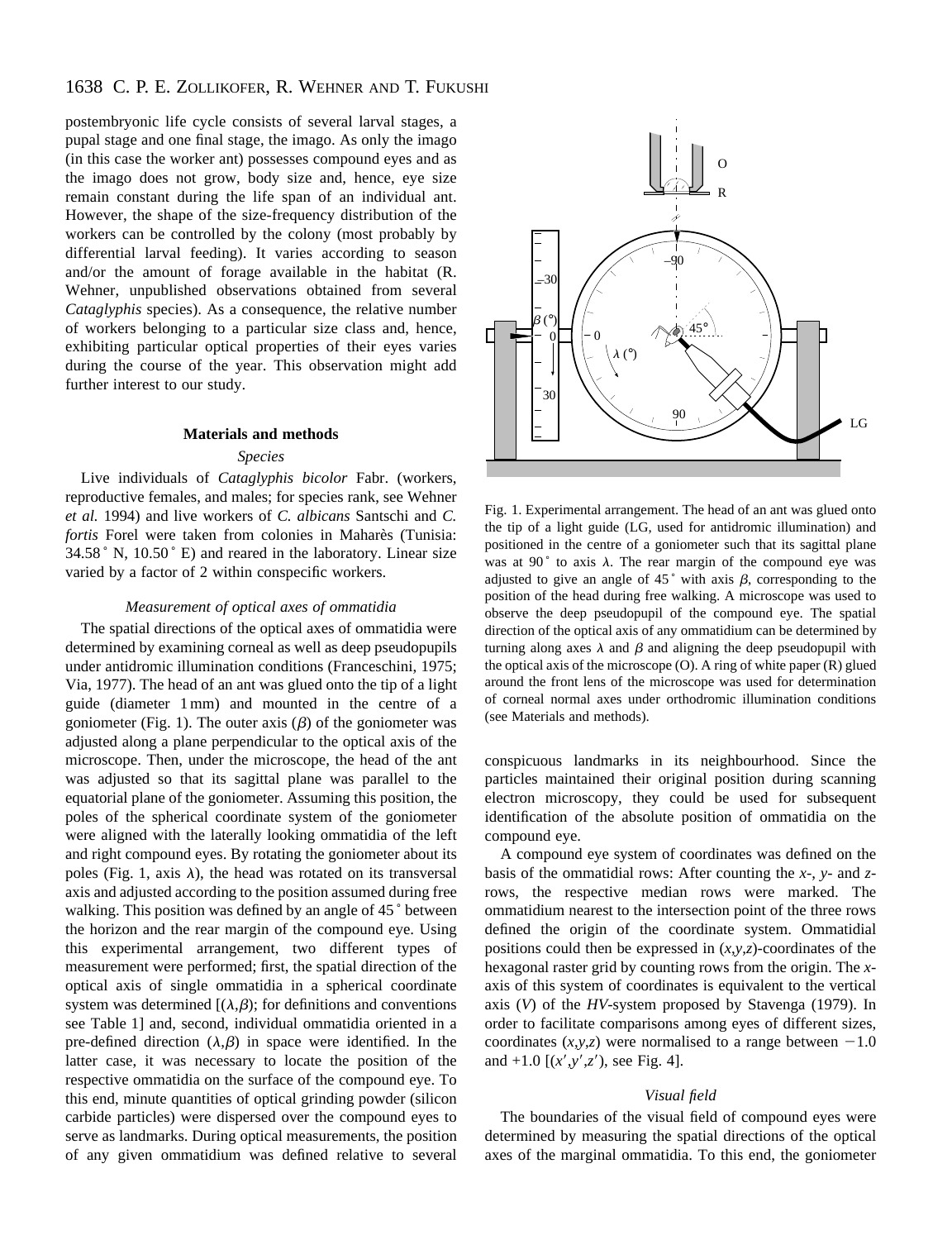postembryonic life cycle consists of several larval stages, a pupal stage and one final stage, the imago. As only the imago (in this case the worker ant) possesses compound eyes and as the imago does not grow, body size and, hence, eye size remain constant during the life span of an individual ant. However, the shape of the size-frequency distribution of the workers can be controlled by the colony (most probably by differential larval feeding). It varies according to season and/or the amount of forage available in the habitat (R. Wehner, unpublished observations obtained from several *Cataglyphis* species). As a consequence, the relative number of workers belonging to a particular size class and, hence, exhibiting particular optical properties of their eyes varies during the course of the year. This observation might add further interest to our study.

## Materials and methods

### *Species*

Live individuals of *Cataglyphis bicolor* Fabr. (workers, reproductive females, and males; for species rank, see Wehner *et al.* 1994) and live workers of *C. albicans* Santschi and *C. fortis* Forel were taken from colonies in Maharès (Tunisia: 34.58˚ N, 10.50˚ E) and reared in the laboratory. Linear size varied by a factor of 2 within conspecific workers.

### *Measurement of optical axes of ommatidia*

The spatial directions of the optical axes of ommatidia were determined by examining corneal as well as deep pseudopupils under antidromic illumination conditions (Franceschini, 1975; Via, 1977). The head of an ant was glued onto the tip of a light guide (diameter 1 mm) and mounted in the centre of a goniometer (Fig. 1). The outer axis ($\beta$) of the goniometer was adjusted along a plane perpendicular to the optical axis of the microscope. Then, under the microscope, the head of the ant was adjusted so that its sagittal plane was parallel to the equatorial plane of the goniometer. Assuming this position, the poles of the spherical coordinate system of the goniometer were aligned with the laterally looking ommatidia of the left and right compound eyes. By rotating the goniometer about its poles (Fig. 1, axis $\lambda$), the head was rotated on its transversal axis and adjusted according to the position assumed during free walking. This position was defined by an angle of 45˚ between the horizon and the rear margin of the compound eye. Using this experimental arrangement, two different types of measurement were performed; first, the spatial direction of the optical axis of single ommatidia in a spherical coordinate system was determined [($\lambda$,$\beta$); for definitions and conventions see Table 1] and, second, individual ommatidia oriented in a pre-defined direction ($\lambda$,$\beta$) in space were identified. In the latter case, it was necessary to locate the position of the respective ommatidia on the surface of the compound eye. To this end, minute quantities of optical grinding powder (silicon carbide particles) were dispersed over the compound eyes to serve as landmarks. During optical measurements, the position of any given ommatidium was defined relative to several conspicuous landmarks in its neighbourhood. Since the particles maintained their original position during scanning electron microscopy, they could be used for subsequent identification of the absolute position of ommatidia on the compound eye.

Fig. 1. Experimental arrangement. The head of an ant was glued onto the tip of a light guide (LG, used for antidromic illumination) and positioned in the centre of a goniometer such that its sagittal plane was at 90˚ to axis $\lambda$. The rear margin of the compound eye was adjusted to give an angle of 45˚ with axis $\beta$, corresponding to the position of the head during free walking. A microscope was used to observe the deep pseudopupil of the compound eye. The spatial direction of the optical axis of any ommatidium can be determined by turning along axes $\lambda$ and $\beta$ and aligning the deep pseudopupil with the optical axis of the microscope (O). A ring of white paper (R) glued around the front lens of the microscope was used for determination of corneal normal axes under orthodromic illumination conditions (see Materials and methods).

A compound eye system of coordinates was defined on the basis of the ommatidial rows: After counting the *x*-, *y*- and *z*-rows, the respective median rows were marked. The ommatidium nearest to the intersection point of the three rows defined the origin of the coordinate system. Ommatidial positions could then be expressed in ($x$,$y$,$z$)-coordinates of the hexagonal raster grid by counting rows from the origin. The *x*-axis of this system of coordinates is equivalent to the vertical axis (*V*) of the *HV*-system proposed by Stavenga (1979). In order to facilitate comparisons among eyes of different sizes, coordinates ($x$,$y$,$z$) were normalised to a range between −1.0 and +1.0 [($x'$,$y'$,$z'$), see Fig. 4].

### *Visual field*

The boundaries of the visual field of compound eyes were determined by measuring the spatial directions of the optical axes of the marginal ommatidia. To this end, the goniometer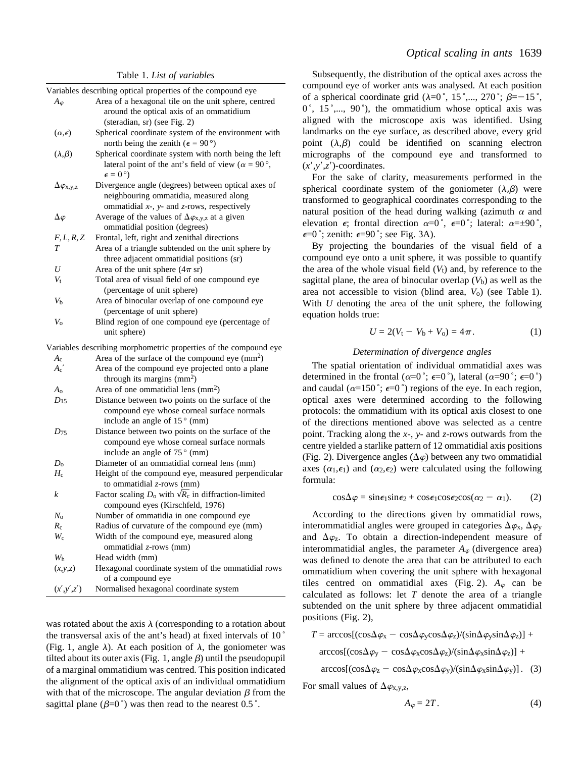Table 1. *List of variables*

| Variable | Description |
|---|---|
| **Variables describing optical properties of the compound eye** | |
| $A_\varphi$ | Area of a hexagonal tile on the unit sphere, centred around the optical axis of an ommatidium (steradian, sr) (see Fig. 2) |
| $(\alpha,\epsilon)$ | Spherical coordinate system of the environment with north being the zenith ($\epsilon = 90°$) |
| $(\lambda,\beta)$ | Spherical coordinate system with north being the left lateral point of the ant's field of view ($\alpha = 90°$, $\epsilon = 0°$) |
| $\Delta\varphi_{x,y,z}$ | Divergence angle (degrees) between optical axes of neighbouring ommatidia, measured along ommatidial *x*-, *y*- and *z*-rows, respectively |
| $\Delta\varphi$ | Average of the values of $\Delta\varphi_{x,y,z}$ at a given ommatidial position (degrees) |
| $F, L, R, Z$ | Frontal, left, right and zenithal directions |
| $T$ | Area of a triangle subtended on the unit sphere by three adjacent ommatidial positions (sr) |
| $U$ | Area of the unit sphere ($4\pi$ sr) |
| $V_t$ | Total area of visual field of one compound eye (percentage of unit sphere) |
| $V_b$ | Area of binocular overlap of one compound eye (percentage of unit sphere) |
| $V_o$ | Blind region of one compound eye (percentage of unit sphere) |
| **Variables describing morphometric properties of the compound eye** | |
| $A_c$ | Area of the surface of the compound eye (mm$^2$) |
| $A_c'$ | Area of the compound eye projected onto a plane through its margins (mm$^2$) |
| $A_o$ | Area of one ommatidial lens (mm$^2$) |
| $D_{15}$ | Distance between two points on the surface of the compound eye whose corneal surface normals include an angle of 15° (mm) |
| $D_{75}$ | Distance between two points on the surface of the compound eye whose corneal surface normals include an angle of 75° (mm) |
| $D_o$ | Diameter of an ommatidial corneal lens (mm) |
| $H_c$ | Height of the compound eye, measured perpendicular to ommatidial *z*-rows (mm) |
| $k$ | Factor scaling $D_o$ with $\sqrt{R_c}$ in diffraction-limited compound eyes (Kirschfeld, 1976) |
| $N_o$ | Number of ommatidia in one compound eye |
| $R_c$ | Radius of curvature of the compound eye (mm) |
| $W_c$ | Width of the compound eye, measured along ommatidial *z*-rows (mm) |
| $W_h$ | Head width (mm) |
| $(x,y,z)$ | Hexagonal coordinate system of the ommatidial rows of a compound eye |
| $(x',y',z')$ | Normalised hexagonal coordinate system |

was rotated about the axis $\lambda$ (corresponding to a rotation about the transversal axis of the ant's head) at fixed intervals of 10° (Fig. 1, angle $\lambda$). At each position of $\lambda$, the goniometer was tilted about its outer axis (Fig. 1, angle $\beta$) until the pseudopupil of a marginal ommatidium was centred. This position indicated the alignment of the optical axis of an individual ommatidium with that of the microscope. The angular deviation $\beta$ from the sagittal plane ($\beta$=0°) was then read to the nearest 0.5°.

Subsequently, the distribution of the optical axes across the compound eye of worker ants was analysed. At each position of a spherical coordinate grid ($\lambda$=0°, 15°,..., 270°; $\beta$=−15°, 0°, 15°,..., 90°), the ommatidium whose optical axis was aligned with the microscope axis was identified. Using landmarks on the eye surface, as described above, every grid point ($\lambda,\beta$) could be identified on scanning electron micrographs of the compound eye and transformed to $(x',y',z')$-coordinates.

For the sake of clarity, measurements performed in the spherical coordinate system of the goniometer ($\lambda,\beta$) were transformed to geographical coordinates corresponding to the natural position of the head during walking (azimuth $\alpha$ and elevation $\epsilon$; frontal direction $\alpha$=0°, $\epsilon$=0°; lateral: $\alpha$=±90°, $\epsilon$=0°; zenith: $\epsilon$=90°; see Fig. 3A).

By projecting the boundaries of the visual field of a compound eye onto a unit sphere, it was possible to quantify the area of the whole visual field ($V_t$) and, by reference to the sagittal plane, the area of binocular overlap ($V_b$) as well as the area not accessible to vision (blind area, $V_o$) (see Table 1). With $U$ denoting the area of the unit sphere, the following equation holds true:

$$U = 2(V_t - V_b + V_o) = 4\pi\,. \qquad (1)$$

### *Determination of divergence angles*

The spatial orientation of individual ommatidial axes was determined in the frontal ($\alpha$=0°; $\epsilon$=0°), lateral ($\alpha$=90°; $\epsilon$=0°) and caudal ($\alpha$=150°; $\epsilon$=0°) regions of the eye. In each region, optical axes were determined according to the following protocols: the ommatidium with its optical axis closest to one of the directions mentioned above was selected as a centre point. Tracking along the *x*-, *y*- and *z*-rows outwards from the centre yielded a starlike pattern of 12 ommatidial axis positions (Fig. 2). Divergence angles ($\Delta\varphi$) between any two ommatidial axes ($\alpha_1,\epsilon_1$) and ($\alpha_2,\epsilon_2$) were calculated using the following formula:

$$\cos\Delta\varphi = \sin\epsilon_1\sin\epsilon_2 + \cos\epsilon_1\cos\epsilon_2\cos(\alpha_2 - \alpha_1). \qquad (2)$$

According to the directions given by ommatidial rows, interommatidial angles were grouped in categories $\Delta\varphi_x$, $\Delta\varphi_y$ and $\Delta\varphi_z$. To obtain a direction-independent measure of interommatidial angles, the parameter $A_\varphi$ (divergence area) was defined to denote the area that can be attributed to each ommatidium when covering the unit sphere with hexagonal tiles centred on ommatidial axes (Fig. 2). $A_\varphi$ can be calculated as follows: let $T$ denote the area of a triangle subtended on the unit sphere by three adjacent ommatidial positions (Fig. 2),

$$\begin{aligned}T = {} & \arccos[(\cos\Delta\varphi_x - \cos\Delta\varphi_y\cos\Delta\varphi_z)/(\sin\Delta\varphi_y\sin\Delta\varphi_z)] + \\ & \arccos[(\cos\Delta\varphi_y - \cos\Delta\varphi_x\cos\Delta\varphi_z)/(\sin\Delta\varphi_x\sin\Delta\varphi_z)] + \\ & \arccos[(\cos\Delta\varphi_z - \cos\Delta\varphi_x\cos\Delta\varphi_y)/(\sin\Delta\varphi_x\sin\Delta\varphi_y)]\,. \qquad (3)\end{aligned}$$

For small values of $\Delta\varphi_{x,y,z}$,

$$A_\varphi = 2T\,. \qquad (4)$$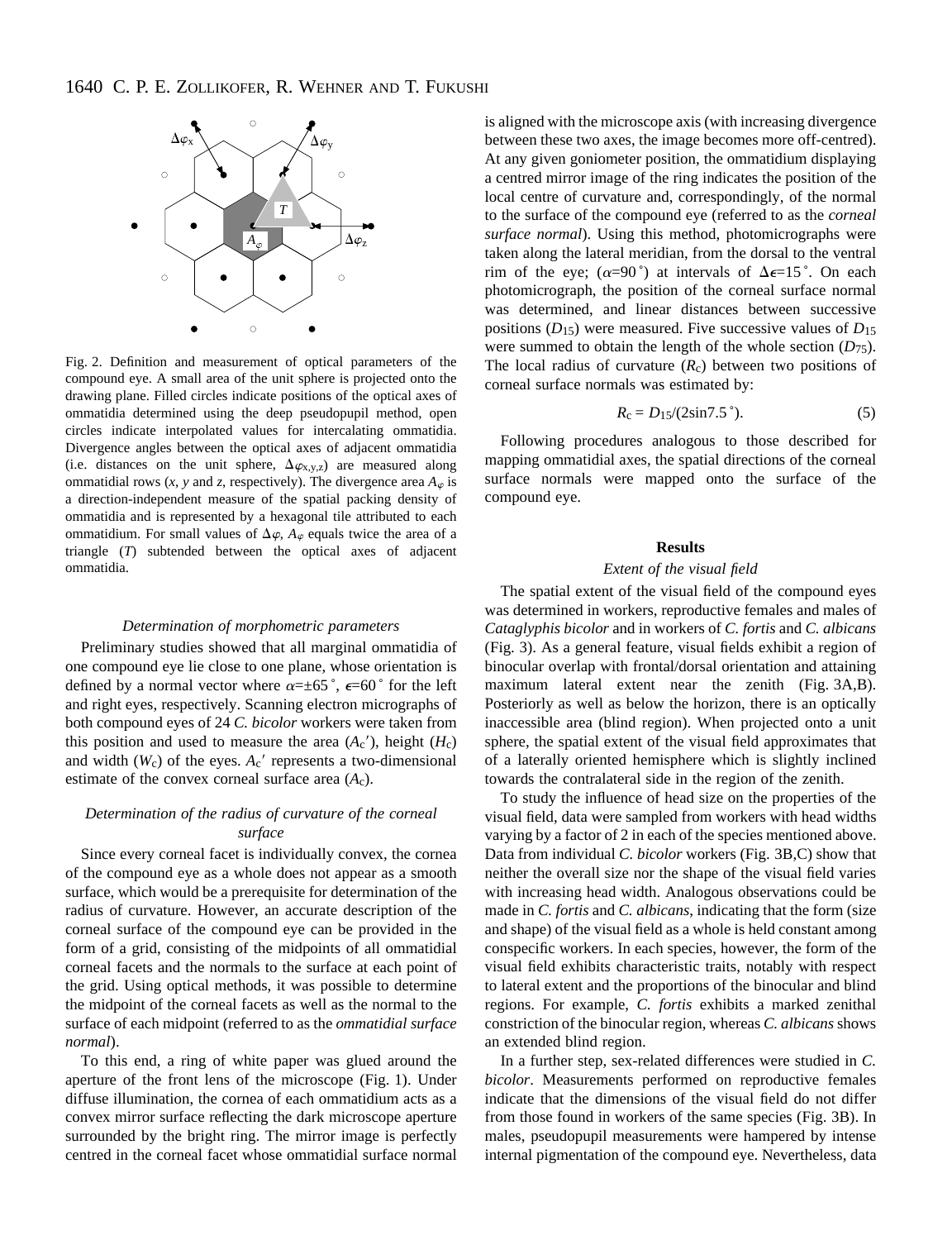Fig. 2. Definition and measurement of optical parameters of the compound eye. A small area of the unit sphere is projected onto the drawing plane. Filled circles indicate positions of the optical axes of ommatidia determined using the deep pseudopupil method, open circles indicate interpolated values for intercalating ommatidia. Divergence angles between the optical axes of adjacent ommatidia (i.e. distances on the unit sphere, $\Delta\varphi_{x,y,z}$) are measured along ommatidial rows (*x*, *y* and *z*, respectively). The divergence area $A_\varphi$ is a direction-independent measure of the spatial packing density of ommatidia and is represented by a hexagonal tile attributed to each ommatidium. For small values of $\Delta\varphi$, $A_\varphi$ equals twice the area of a triangle (*T*) subtended between the optical axes of adjacent ommatidia.

### *Determination of morphometric parameters*

Preliminary studies showed that all marginal ommatidia of one compound eye lie close to one plane, whose orientation is defined by a normal vector where $\alpha=\pm 65^\circ$, $\epsilon=60^\circ$ for the left and right eyes, respectively. Scanning electron micrographs of both compound eyes of 24 *C. bicolor* workers were taken from this position and used to measure the area ($A_c'$), height ($H_c$) and width ($W_c$) of the eyes. $A_c'$ represents a two-dimensional estimate of the convex corneal surface area ($A_c$).

### *Determination of the radius of curvature of the corneal surface*

Since every corneal facet is individually convex, the cornea of the compound eye as a whole does not appear as a smooth surface, which would be a prerequisite for determination of the radius of curvature. However, an accurate description of the corneal surface of the compound eye can be provided in the form of a grid, consisting of the midpoints of all ommatidial corneal facets and the normals to the surface at each point of the grid. Using optical methods, it was possible to determine the midpoint of the corneal facets as well as the normal to the surface of each midpoint (referred to as the *ommatidial surface normal*).

To this end, a ring of white paper was glued around the aperture of the front lens of the microscope (Fig. 1). Under diffuse illumination, the cornea of each ommatidium acts as a convex mirror surface reflecting the dark microscope aperture surrounded by the bright ring. The mirror image is perfectly centred in the corneal facet whose ommatidial surface normal is aligned with the microscope axis (with increasing divergence between these two axes, the image becomes more off-centred). At any given goniometer position, the ommatidium displaying a centred mirror image of the ring indicates the position of the local centre of curvature and, correspondingly, of the normal to the surface of the compound eye (referred to as the *corneal surface normal*). Using this method, photomicrographs were taken along the lateral meridian, from the dorsal to the ventral rim of the eye; ($\alpha=90^\circ$) at intervals of $\Delta\epsilon=15^\circ$. On each photomicrograph, the position of the corneal surface normal was determined, and linear distances between successive positions ($D_{15}$) were measured. Five successive values of $D_{15}$ were summed to obtain the length of the whole section ($D_{75}$). The local radius of curvature ($R_c$) between two positions of corneal surface normals was estimated by:

$$R_c = D_{15}/(2\sin 7.5^\circ). \quad (5)$$

Following procedures analogous to those described for mapping ommatidial axes, the spatial directions of the corneal surface normals were mapped onto the surface of the compound eye.

## Results

### *Extent of the visual field*

The spatial extent of the visual field of the compound eyes was determined in workers, reproductive females and males of *Cataglyphis bicolor* and in workers of *C. fortis* and *C. albicans* (Fig. 3). As a general feature, visual fields exhibit a region of binocular overlap with frontal/dorsal orientation and attaining maximum lateral extent near the zenith (Fig. 3A,B). Posteriorly as well as below the horizon, there is an optically inaccessible area (blind region). When projected onto a unit sphere, the spatial extent of the visual field approximates that of a laterally oriented hemisphere which is slightly inclined towards the contralateral side in the region of the zenith.

To study the influence of head size on the properties of the visual field, data were sampled from workers with head widths varying by a factor of 2 in each of the species mentioned above. Data from individual *C. bicolor* workers (Fig. 3B,C) show that neither the overall size nor the shape of the visual field varies with increasing head width. Analogous observations could be made in *C. fortis* and *C. albicans*, indicating that the form (size and shape) of the visual field as a whole is held constant among conspecific workers. In each species, however, the form of the visual field exhibits characteristic traits, notably with respect to lateral extent and the proportions of the binocular and blind regions. For example, *C. fortis* exhibits a marked zenithal constriction of the binocular region, whereas *C. albicans* shows an extended blind region.

In a further step, sex-related differences were studied in *C. bicolor*. Measurements performed on reproductive females indicate that the dimensions of the visual field do not differ from those found in workers of the same species (Fig. 3B). In males, pseudopupil measurements were hampered by intense internal pigmentation of the compound eye. Nevertheless, data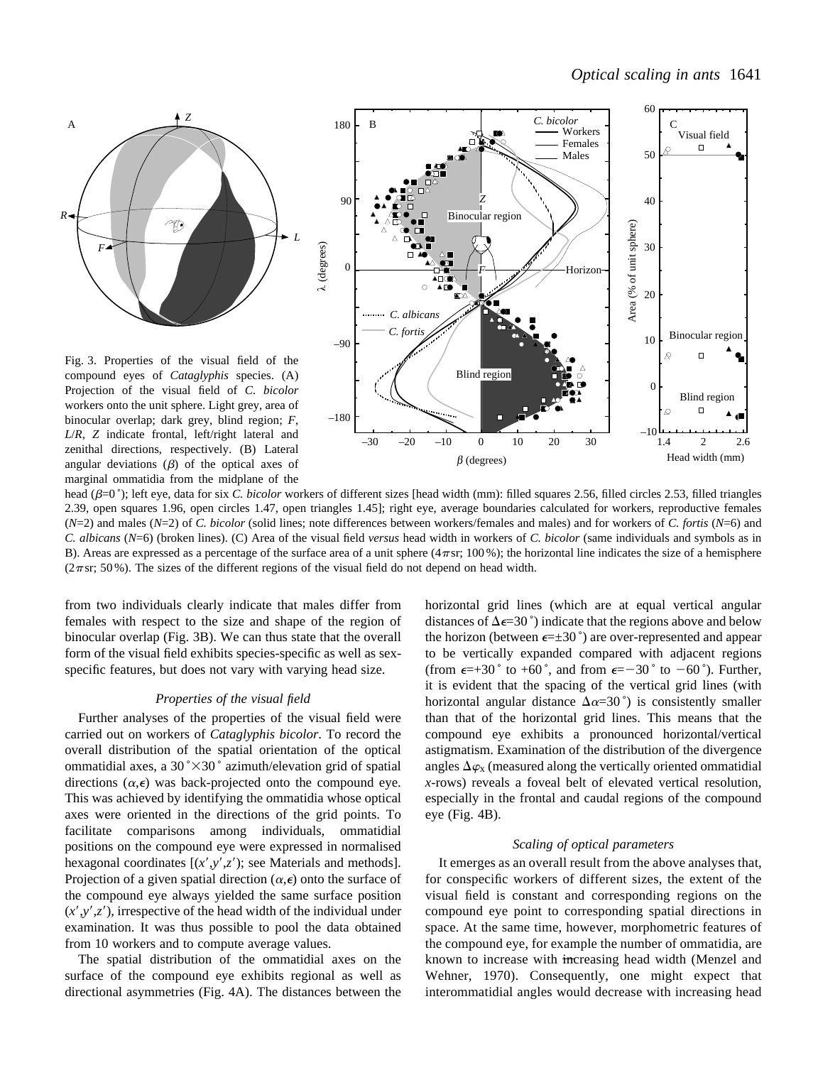Fig. 3. Properties of the visual field of the compound eyes of *Cataglyphis* species. (A) Projection of the visual field of *C. bicolor* workers onto the unit sphere. Light grey, area of binocular overlap; dark grey, blind region; *F*, *L*/*R*, *Z* indicate frontal, left/right lateral and zenithal directions, respectively. (B) Lateral angular deviations ($\beta$) of the optical axes of marginal ommatidia from the midplane of the head ($\beta$=0˚); left eye, data for six *C. bicolor* workers of different sizes [head width (mm): filled squares 2.56, filled circles 2.53, filled triangles 2.39, open squares 1.96, open circles 1.47, open triangles 1.45]; right eye, average boundaries calculated for workers, reproductive females (*N*=2) and males (*N*=2) of *C. bicolor* (solid lines; note differences between workers/females and males) and for workers of *C. fortis* (*N*=6) and *C. albicans* (*N*=6) (broken lines). (C) Area of the visual field *versus* head width in workers of *C. bicolor* (same individuals and symbols as in B). Areas are expressed as a percentage of the surface area of a unit sphere ($4\pi$ sr; 100 %); the horizontal line indicates the size of a hemisphere ($2\pi$ sr; 50 %). The sizes of the different regions of the visual field do not depend on head width.

from two individuals clearly indicate that males differ from females with respect to the size and shape of the region of binocular overlap (Fig. 3B). We can thus state that the overall form of the visual field exhibits species-specific as well as sex-specific features, but does not vary with varying head size.

### *Properties of the visual field*

Further analyses of the properties of the visual field were carried out on workers of *Cataglyphis bicolor*. To record the overall distribution of the spatial orientation of the optical ommatidial axes, a 30˚×30˚ azimuth/elevation grid of spatial directions ($\alpha$,$\epsilon$) was back-projected onto the compound eye. This was achieved by identifying the ommatidia whose optical axes were oriented in the directions of the grid points. To facilitate comparisons among individuals, ommatidial positions on the compound eye were expressed in normalised hexagonal coordinates [($x'$,$y'$,$z'$); see Materials and methods]. Projection of a given spatial direction ($\alpha$,$\epsilon$) onto the surface of the compound eye always yielded the same surface position ($x'$,$y'$,$z'$), irrespective of the head width of the individual under examination. It was thus possible to pool the data obtained from 10 workers and to compute average values.

The spatial distribution of the ommatidial axes on the surface of the compound eye exhibits regional as well as directional asymmetries (Fig. 4A). The distances between the horizontal grid lines (which are at equal vertical angular distances of $\Delta\epsilon$=30˚) indicate that the regions above and below the horizon (between $\epsilon$=±30˚) are over-represented and appear to be vertically expanded compared with adjacent regions (from $\epsilon$=+30˚ to +60˚, and from $\epsilon$=−30˚ to −60˚). Further, it is evident that the spacing of the vertical grid lines (with horizontal angular distance $\Delta\alpha$=30˚) is consistently smaller than that of the horizontal grid lines. This means that the compound eye exhibits a pronounced horizontal/vertical astigmatism. Examination of the distribution of the divergence angles $\Delta\varphi_x$ (measured along the vertically oriented ommatidial *x*-rows) reveals a foveal belt of elevated vertical resolution, especially in the frontal and caudal regions of the compound eye (Fig. 4B).

### *Scaling of optical parameters*

It emerges as an overall result from the above analyses that, for conspecific workers of different sizes, the extent of the visual field is constant and corresponding regions on the compound eye point to corresponding spatial directions in space. At the same time, however, morphometric features of the compound eye, for example the number of ommatidia, are known to increase with increasing head width (Menzel and Wehner, 1970). Consequently, one might expect that interommatidial angles would decrease with increasing head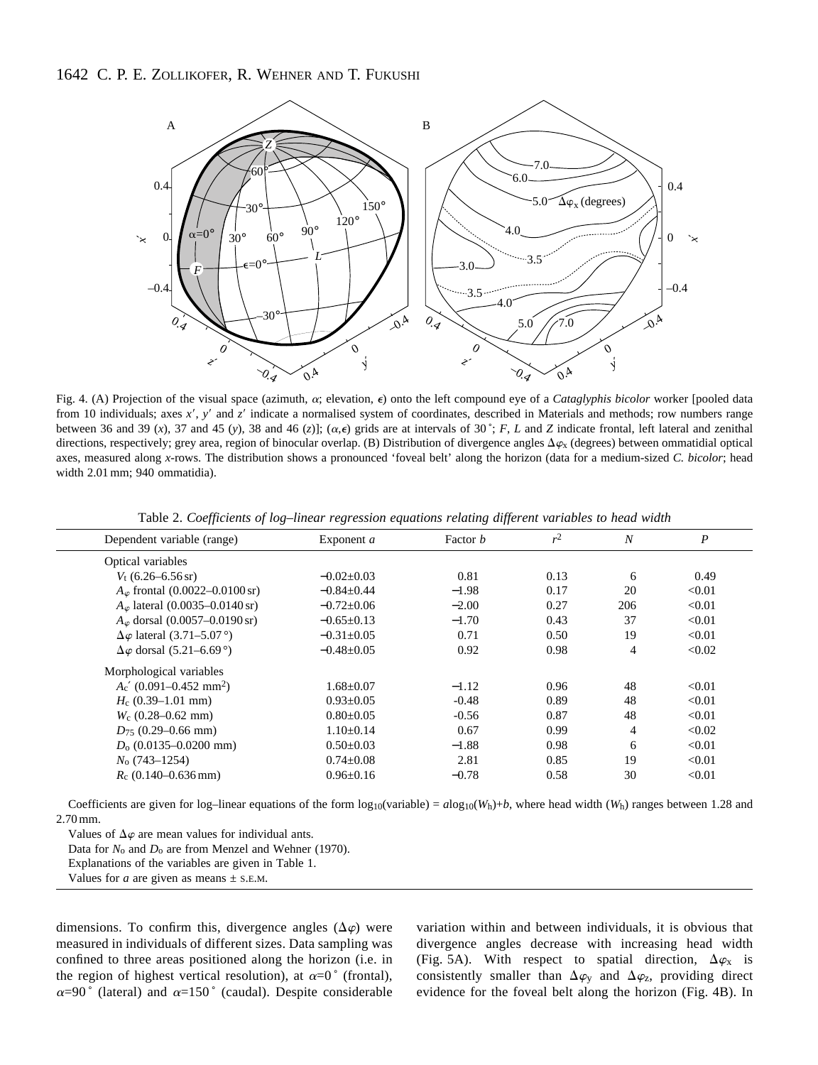Fig. 4. (A) Projection of the visual space (azimuth, $\alpha$; elevation, $\epsilon$) onto the left compound eye of a *Cataglyphis bicolor* worker [pooled data from 10 individuals; axes $x'$, $y'$ and $z'$ indicate a normalised system of coordinates, described in Materials and methods; row numbers range between 36 and 39 ($x$), 37 and 45 ($y$), 38 and 46 ($z$)]; ($\alpha$,$\epsilon$) grids are at intervals of 30°; *F*, *L* and *Z* indicate frontal, left lateral and zenithal directions, respectively; grey area, region of binocular overlap. (B) Distribution of divergence angles $\Delta\varphi_x$ (degrees) between ommatidial optical axes, measured along *x*-rows. The distribution shows a pronounced 'foveal belt' along the horizon (data for a medium-sized *C. bicolor*; head width 2.01 mm; 940 ommatidia).

Table 2. *Coefficients of log–linear regression equations relating different variables to head width*

| Dependent variable (range) | Exponent *a* | Factor *b* | $r^2$ | *N* | *P* |
|---|---|---|---|---|---|
| Optical variables | | | | | |
| $V_t$ (6.26–6.56 sr) | −0.02±0.03 | 0.81 | 0.13 | 6 | 0.49 |
| $A_\varphi$ frontal (0.0022–0.0100 sr) | −0.84±0.44 | −1.98 | 0.17 | 20 | <0.01 |
| $A_\varphi$ lateral (0.0035–0.0140 sr) | −0.72±0.06 | −2.00 | 0.27 | 206 | <0.01 |
| $A_\varphi$ dorsal (0.0057–0.0190 sr) | −0.65±0.13 | −1.70 | 0.43 | 37 | <0.01 |
| $\Delta\varphi$ lateral (3.71–5.07°) | −0.31±0.05 | 0.71 | 0.50 | 19 | <0.01 |
| $\Delta\varphi$ dorsal (5.21–6.69°) | −0.48±0.05 | 0.92 | 0.98 | 4 | <0.02 |
| Morphological variables | | | | | |
| $A_c'$ (0.091–0.452 mm$^2$) | 1.68±0.07 | −1.12 | 0.96 | 48 | <0.01 |
| $H_c$ (0.39–1.01 mm) | 0.93±0.05 | -0.48 | 0.89 | 48 | <0.01 |
| $W_c$ (0.28–0.62 mm) | 0.80±0.05 | -0.56 | 0.87 | 48 | <0.01 |
| $D_{75}$ (0.29–0.66 mm) | 1.10±0.14 | 0.67 | 0.99 | 4 | <0.02 |
| $D_o$ (0.0135–0.0200 mm) | 0.50±0.03 | −1.88 | 0.98 | 6 | <0.01 |
| $N_o$ (743–1254) | 0.74±0.08 | 2.81 | 0.85 | 19 | <0.01 |
| $R_c$ (0.140–0.636 mm) | 0.96±0.16 | −0.78 | 0.58 | 30 | <0.01 |

Coefficients are given for log–linear equations of the form $\log_{10}(\text{variable}) = a\log_{10}(W_h)+b$, where head width ($W_h$) ranges between 1.28 and 2.70 mm.

Values of $\Delta\varphi$ are mean values for individual ants.

Data for $N_o$ and $D_o$ are from Menzel and Wehner (1970).

Explanations of the variables are given in Table 1.

Values for *a* are given as means ± S.E.M.

dimensions. To confirm this, divergence angles ($\Delta\varphi$) were measured in individuals of different sizes. Data sampling was confined to three areas positioned along the horizon (i.e. in the region of highest vertical resolution), at $\alpha$=0° (frontal), $\alpha$=90° (lateral) and $\alpha$=150° (caudal). Despite considerable variation within and between individuals, it is obvious that divergence angles decrease with increasing head width (Fig. 5A). With respect to spatial direction, $\Delta\varphi_x$ is consistently smaller than $\Delta\varphi_y$ and $\Delta\varphi_z$, providing direct evidence for the foveal belt along the horizon (Fig. 4B). In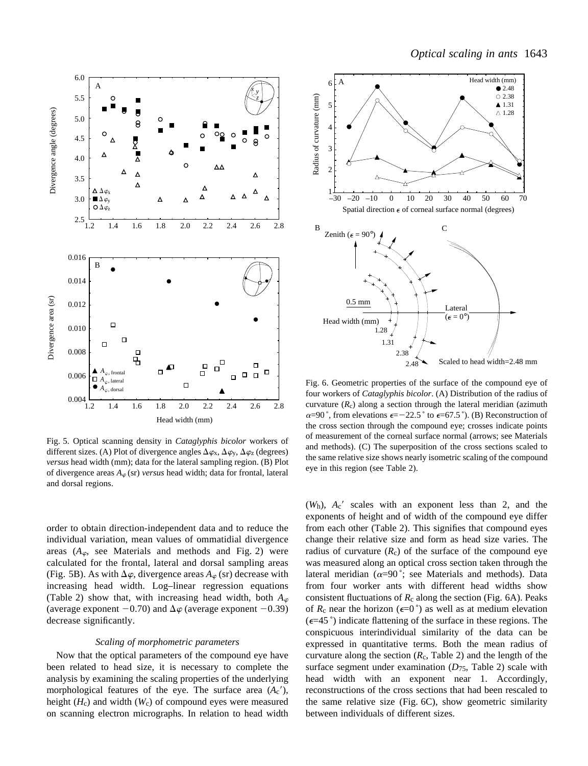Fig. 5. Optical scanning density in *Cataglyphis bicolor* workers of different sizes. (A) Plot of divergence angles $\Delta\varphi_x$, $\Delta\varphi_y$, $\Delta\varphi_z$ (degrees) *versus* head width (mm); data for the lateral sampling region. (B) Plot of divergence areas $A_\varphi$ (sr) *versus* head width; data for frontal, lateral and dorsal regions.

Fig. 6. Geometric properties of the surface of the compound eye of four workers of *Cataglyphis bicolor*. (A) Distribution of the radius of curvature ($R_c$) along a section through the lateral meridian (azimuth $\alpha$=90 °, from elevations $\epsilon$=−22.5 ° to $\epsilon$=67.5 °). (B) Reconstruction of the cross section through the compound eye; crosses indicate points of measurement of the corneal surface normal (arrows; see Materials and methods). (C) The superposition of the cross sections scaled to the same relative size shows nearly isometric scaling of the compound eye in this region (see Table 2).

order to obtain direction-independent data and to reduce the individual variation, mean values of ommatidial divergence areas ($A_\varphi$, see Materials and methods and Fig. 2) were calculated for the frontal, lateral and dorsal sampling areas (Fig. 5B). As with $\Delta\varphi$, divergence areas $A_\varphi$ (sr) decrease with increasing head width. Log–linear regression equations (Table 2) show that, with increasing head width, both $A_\varphi$ (average exponent −0.70) and $\Delta\varphi$ (average exponent −0.39) decrease significantly.

### *Scaling of morphometric parameters*

Now that the optical parameters of the compound eye have been related to head size, it is necessary to complete the analysis by examining the scaling properties of the underlying morphological features of the eye. The surface area ($A_c'$), height ($H_c$) and width ($W_c$) of compound eyes were measured on scanning electron micrographs. In relation to head width ($W_h$), $A_c'$ scales with an exponent less than 2, and the exponents of height and of width of the compound eye differ from each other (Table 2). This signifies that compound eyes change their relative size and form as head size varies. The radius of curvature ($R_c$) of the surface of the compound eye was measured along an optical cross section taken through the lateral meridian ($\alpha$=90 °; see Materials and methods). Data from four worker ants with different head widths show consistent fluctuations of $R_c$ along the section (Fig. 6A). Peaks of $R_c$ near the horizon ($\epsilon$=0 °) as well as at medium elevation ($\epsilon$=45 °) indicate flattening of the surface in these regions. The conspicuous interindividual similarity of the data can be expressed in quantitative terms. Both the mean radius of curvature along the section ($R_c$, Table 2) and the length of the surface segment under examination ($D_{75}$, Table 2) scale with head width with an exponent near 1. Accordingly, reconstructions of the cross sections that had been rescaled to the same relative size (Fig. 6C), show geometric similarity between individuals of different sizes.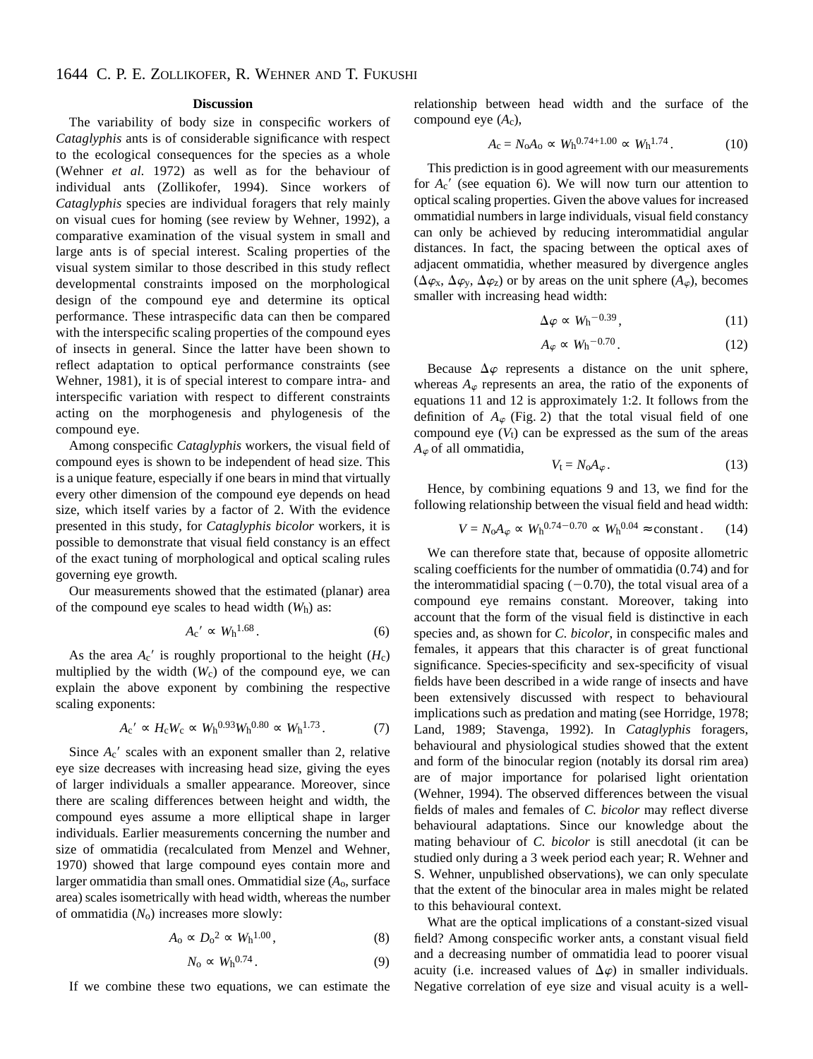### Discussion

The variability of body size in conspecific workers of *Cataglyphis* ants is of considerable significance with respect to the ecological consequences for the species as a whole (Wehner *et al.* 1972) as well as for the behaviour of individual ants (Zollikofer, 1994). Since workers of *Cataglyphis* species are individual foragers that rely mainly on visual cues for homing (see review by Wehner, 1992), a comparative examination of the visual system in small and large ants is of special interest. Scaling properties of the visual system similar to those described in this study reflect developmental constraints imposed on the morphological design of the compound eye and determine its optical performance. These intraspecific data can then be compared with the interspecific scaling properties of the compound eyes of insects in general. Since the latter have been shown to reflect adaptation to optical performance constraints (see Wehner, 1981), it is of special interest to compare intra- and interspecific variation with respect to different constraints acting on the morphogenesis and phylogenesis of the compound eye.

Among conspecific *Cataglyphis* workers, the visual field of compound eyes is shown to be independent of head size. This is a unique feature, especially if one bears in mind that virtually every other dimension of the compound eye depends on head size, which itself varies by a factor of 2. With the evidence presented in this study, for *Cataglyphis bicolor* workers, it is possible to demonstrate that visual field constancy is an effect of the exact tuning of morphological and optical scaling rules governing eye growth.

Our measurements showed that the estimated (planar) area of the compound eye scales to head width ($W_h$) as:

$$A_c' \propto W_h^{1.68}. \qquad (6)$$

As the area $A_c'$ is roughly proportional to the height ($H_c$) multiplied by the width ($W_c$) of the compound eye, we can explain the above exponent by combining the respective scaling exponents:

$$A_c' \propto H_c W_c \propto W_h^{0.93} W_h^{0.80} \propto W_h^{1.73}. \qquad (7)$$

Since $A_c'$ scales with an exponent smaller than 2, relative eye size decreases with increasing head size, giving the eyes of larger individuals a smaller appearance. Moreover, since there are scaling differences between height and width, the compound eyes assume a more elliptical shape in larger individuals. Earlier measurements concerning the number and size of ommatidia (recalculated from Menzel and Wehner, 1970) showed that large compound eyes contain more and larger ommatidia than small ones. Ommatidial size ($A_o$, surface area) scales isometrically with head width, whereas the number of ommatidia ($N_o$) increases more slowly:

$$A_o \propto D_o^2 \propto W_h^{1.00}, \qquad (8)$$

$$N_o \propto W_h^{0.74}. \qquad (9)$$

If we combine these two equations, we can estimate the relationship between head width and the surface of the compound eye ($A_c$),

$$A_c = N_o A_o \propto W_h^{0.74+1.00} \propto W_h^{1.74}. \qquad (10)$$

This prediction is in good agreement with our measurements for $A_c'$ (see equation 6). We will now turn our attention to optical scaling properties. Given the above values for increased ommatidial numbers in large individuals, visual field constancy can only be achieved by reducing interommatidial angular distances. In fact, the spacing between the optical axes of adjacent ommatidia, whether measured by divergence angles ($\Delta\varphi_x$, $\Delta\varphi_y$, $\Delta\varphi_z$) or by areas on the unit sphere ($A_\varphi$), becomes smaller with increasing head width:

$$\Delta\varphi \propto W_h^{-0.39}, \qquad (11)$$

$$A_\varphi \propto W_h^{-0.70}. \qquad (12)$$

Because $\Delta\varphi$ represents a distance on the unit sphere, whereas $A_\varphi$ represents an area, the ratio of the exponents of equations 11 and 12 is approximately 1:2. It follows from the definition of $A_\varphi$ (Fig. 2) that the total visual field of one compound eye ($V_t$) can be expressed as the sum of the areas $A_\varphi$ of all ommatidia,

$$V_t = N_o A_\varphi. \qquad (13)$$

Hence, by combining equations 9 and 13, we find for the following relationship between the visual field and head width:

$$V = N_o A_\varphi \propto W_h^{0.74-0.70} \propto W_h^{0.04} \approx \text{constant}. \qquad (14)$$

We can therefore state that, because of opposite allometric scaling coefficients for the number of ommatidia (0.74) and for the interommatidial spacing (−0.70), the total visual area of a compound eye remains constant. Moreover, taking into account that the form of the visual field is distinctive in each species and, as shown for *C. bicolor*, in conspecific males and females, it appears that this character is of great functional significance. Species-specificity and sex-specificity of visual fields have been described in a wide range of insects and have been extensively discussed with respect to behavioural implications such as predation and mating (see Horridge, 1978; Land, 1989; Stavenga, 1992). In *Cataglyphis* foragers, behavioural and physiological studies showed that the extent and form of the binocular region (notably its dorsal rim area) are of major importance for polarised light orientation (Wehner, 1994). The observed differences between the visual fields of males and females of *C. bicolor* may reflect diverse behavioural adaptations. Since our knowledge about the mating behaviour of *C. bicolor* is still anecdotal (it can be studied only during a 3 week period each year; R. Wehner and S. Wehner, unpublished observations), we can only speculate that the extent of the binocular area in males might be related to this behavioural context.

What are the optical implications of a constant-sized visual field? Among conspecific worker ants, a constant visual field and a decreasing number of ommatidia lead to poorer visual acuity (i.e. increased values of $\Delta\varphi$) in smaller individuals. Negative correlation of eye size and visual acuity is a well-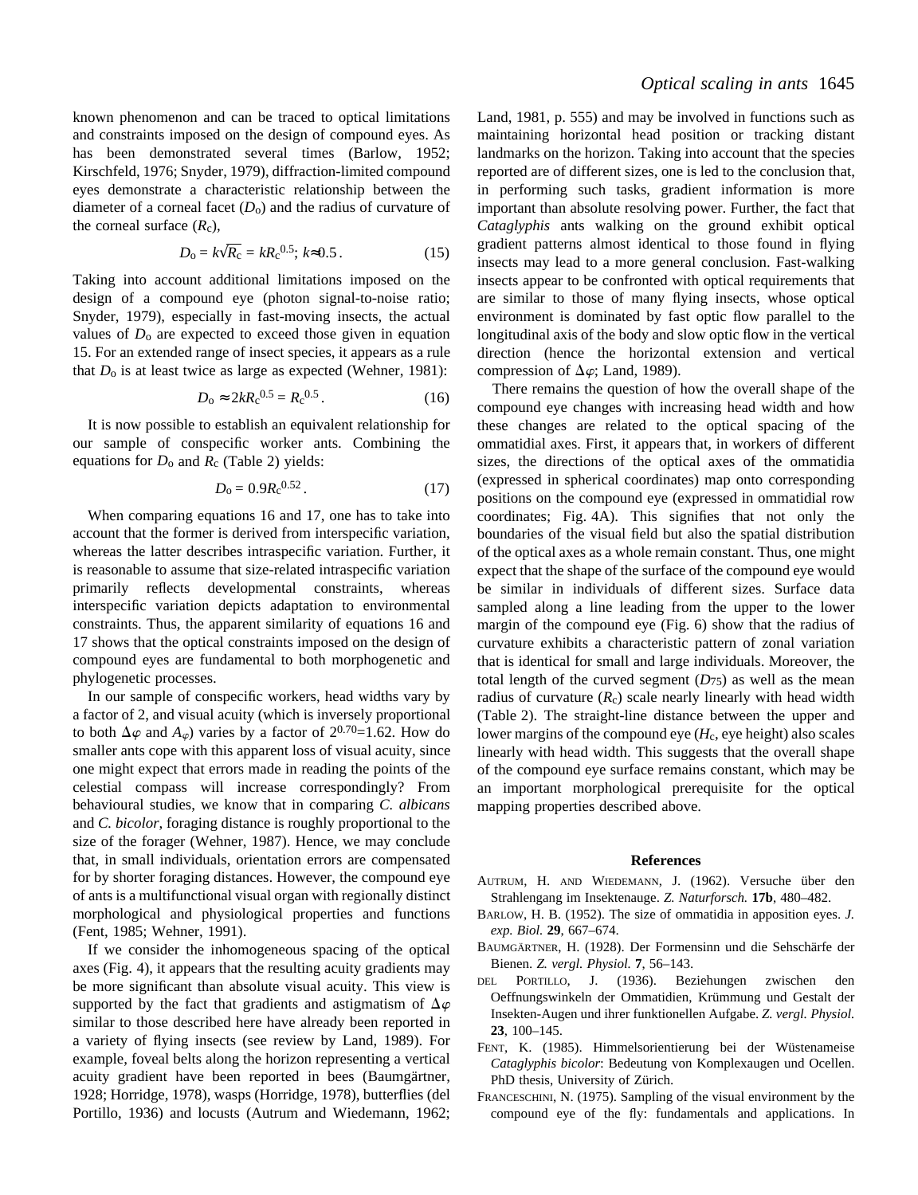known phenomenon and can be traced to optical limitations and constraints imposed on the design of compound eyes. As has been demonstrated several times (Barlow, 1952; Kirschfeld, 1976; Snyder, 1979), diffraction-limited compound eyes demonstrate a characteristic relationship between the diameter of a corneal facet ($D_o$) and the radius of curvature of the corneal surface ($R_c$),

$$D_o = k\sqrt{R_c} = kR_c^{0.5};\ k\approx 0.5\,. \tag{15}$$

Taking into account additional limitations imposed on the design of a compound eye (photon signal-to-noise ratio; Snyder, 1979), especially in fast-moving insects, the actual values of $D_o$ are expected to exceed those given in equation 15. For an extended range of insect species, it appears as a rule that $D_o$ is at least twice as large as expected (Wehner, 1981):

$$D_o \approx 2kR_c^{0.5} = R_c^{0.5}\,. \tag{16}$$

It is now possible to establish an equivalent relationship for our sample of conspecific worker ants. Combining the equations for $D_o$ and $R_c$ (Table 2) yields:

$$D_o = 0.9R_c^{0.52}\,. \tag{17}$$

When comparing equations 16 and 17, one has to take into account that the former is derived from interspecific variation, whereas the latter describes intraspecific variation. Further, it is reasonable to assume that size-related intraspecific variation primarily reflects developmental constraints, whereas interspecific variation depicts adaptation to environmental constraints. Thus, the apparent similarity of equations 16 and 17 shows that the optical constraints imposed on the design of compound eyes are fundamental to both morphogenetic and phylogenetic processes.

In our sample of conspecific workers, head widths vary by a factor of 2, and visual acuity (which is inversely proportional to both $\Delta\varphi$ and $A_\varphi$) varies by a factor of $2^{0.70}$=1.62. How do smaller ants cope with this apparent loss of visual acuity, since one might expect that errors made in reading the points of the celestial compass will increase correspondingly? From behavioural studies, we know that in comparing *C. albicans* and *C. bicolor*, foraging distance is roughly proportional to the size of the forager (Wehner, 1987). Hence, we may conclude that, in small individuals, orientation errors are compensated for by shorter foraging distances. However, the compound eye of ants is a multifunctional visual organ with regionally distinct morphological and physiological properties and functions (Fent, 1985; Wehner, 1991).

If we consider the inhomogeneous spacing of the optical axes (Fig. 4), it appears that the resulting acuity gradients may be more significant than absolute visual acuity. This view is supported by the fact that gradients and astigmatism of $\Delta\varphi$ similar to those described here have already been reported in a variety of flying insects (see review by Land, 1989). For example, foveal belts along the horizon representing a vertical acuity gradient have been reported in bees (Baumgärtner, 1928; Horridge, 1978), wasps (Horridge, 1978), butterflies (del Portillo, 1936) and locusts (Autrum and Wiedemann, 1962; Land, 1981, p. 555) and may be involved in functions such as maintaining horizontal head position or tracking distant landmarks on the horizon. Taking into account that the species reported are of different sizes, one is led to the conclusion that, in performing such tasks, gradient information is more important than absolute resolving power. Further, the fact that *Cataglyphis* ants walking on the ground exhibit optical gradient patterns almost identical to those found in flying insects may lead to a more general conclusion. Fast-walking insects appear to be confronted with optical requirements that are similar to those of many flying insects, whose optical environment is dominated by fast optic flow parallel to the longitudinal axis of the body and slow optic flow in the vertical direction (hence the horizontal extension and vertical compression of $\Delta\varphi$; Land, 1989).

There remains the question of how the overall shape of the compound eye changes with increasing head width and how these changes are related to the optical spacing of the ommatidial axes. First, it appears that, in workers of different sizes, the directions of the optical axes of the ommatidia (expressed in spherical coordinates) map onto corresponding positions on the compound eye (expressed in ommatidial row coordinates; Fig. 4A). This signifies that not only the boundaries of the visual field but also the spatial distribution of the optical axes as a whole remain constant. Thus, one might expect that the shape of the surface of the compound eye would be similar in individuals of different sizes. Surface data sampled along a line leading from the upper to the lower margin of the compound eye (Fig. 6) show that the radius of curvature exhibits a characteristic pattern of zonal variation that is identical for small and large individuals. Moreover, the total length of the curved segment ($D_{75}$) as well as the mean radius of curvature ($R_c$) scale nearly linearly with head width (Table 2). The straight-line distance between the upper and lower margins of the compound eye ($H_c$, eye height) also scales linearly with head width. This suggests that the overall shape of the compound eye surface remains constant, which may be an important morphological prerequisite for the optical mapping properties described above.

## References

AUTRUM, H. AND WIEDEMANN, J. (1962). Versuche über den Strahlengang im Insektenauge. *Z. Naturforsch.* **17b**, 480–482.

BARLOW, H. B. (1952). The size of ommatidia in apposition eyes. *J. exp. Biol.* **29**, 667–674.

BAUMGÄRTNER, H. (1928). Der Formensinn und die Sehschärfe der Bienen. *Z. vergl. Physiol.* **7**, 56–143.

DEL PORTILLO, J. (1936). Beziehungen zwischen den Oeffnungswinkeln der Ommatidien, Krümmung und Gestalt der Insekten-Augen und ihrer funktionellen Aufgabe. *Z. vergl. Physiol.* **23**, 100–145.

FENT, K. (1985). Himmelsorientierung bei der Wüstenameise *Cataglyphis bicolor*: Bedeutung von Komplexaugen und Ocellen. PhD thesis, University of Zürich.

FRANCESCHINI, N. (1975). Sampling of the visual environment by the compound eye of the fly: fundamentals and applications. In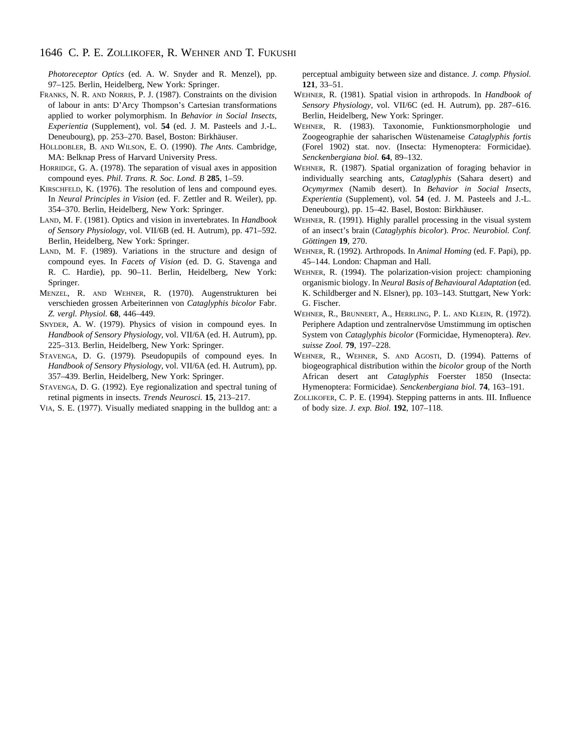*Photoreceptor Optics* (ed. A. W. Snyder and R. Menzel), pp. 97–125. Berlin, Heidelberg, New York: Springer.

FRANKS, N. R. AND NORRIS, P. J. (1987). Constraints on the division of labour in ants: D'Arcy Thompson's Cartesian transformations applied to worker polymorphism. In *Behavior in Social Insects*, *Experientia* (Supplement), vol. **54** (ed. J. M. Pasteels and J.-L. Deneubourg), pp. 253–270. Basel, Boston: Birkhäuser.

HÖLLDOBLER, B. AND WILSON, E. O. (1990). *The Ants*. Cambridge, MA: Belknap Press of Harvard University Press.

HORRIDGE, G. A. (1978). The separation of visual axes in apposition compound eyes. *Phil. Trans. R. Soc. Lond. B* **285**, 1–59.

KIRSCHFELD, K. (1976). The resolution of lens and compound eyes. In *Neural Principles in Vision* (ed. F. Zettler and R. Weiler), pp. 354–370. Berlin, Heidelberg, New York: Springer.

LAND, M. F. (1981). Optics and vision in invertebrates. In *Handbook of Sensory Physiology*, vol. VII/6B (ed. H. Autrum), pp. 471–592. Berlin, Heidelberg, New York: Springer.

LAND, M. F. (1989). Variations in the structure and design of compound eyes. In *Facets of Vision* (ed. D. G. Stavenga and R. C. Hardie), pp. 90–11. Berlin, Heidelberg, New York: Springer.

MENZEL, R. AND WEHNER, R. (1970). Augenstrukturen bei verschieden grossen Arbeiterinnen von *Cataglyphis bicolor* Fabr. *Z. vergl. Physiol.* **68**, 446–449.

SNYDER, A. W. (1979). Physics of vision in compound eyes. In *Handbook of Sensory Physiology*, vol. VII/6A (ed. H. Autrum), pp. 225–313. Berlin, Heidelberg, New York: Springer.

STAVENGA, D. G. (1979). Pseudopupils of compound eyes. In *Handbook of Sensory Physiology*, vol. VII/6A (ed. H. Autrum), pp. 357–439. Berlin, Heidelberg, New York: Springer.

STAVENGA, D. G. (1992). Eye regionalization and spectral tuning of retinal pigments in insects. *Trends Neurosci.* **15**, 213–217.

VIA, S. E. (1977). Visually mediated snapping in the bulldog ant: a perceptual ambiguity between size and distance. *J. comp. Physiol.* **121**, 33–51.

WEHNER, R. (1981). Spatial vision in arthropods. In *Handbook of Sensory Physiology*, vol. VII/6C (ed. H. Autrum), pp. 287–616. Berlin, Heidelberg, New York: Springer.

WEHNER, R. (1983). Taxonomie, Funktionsmorphologie und Zoogeographie der saharischen Wüstenameise *Cataglyphis fortis* (Forel 1902) stat. nov. (Insecta: Hymenoptera: Formicidae). *Senckenbergiana biol.* **64**, 89–132.

WEHNER, R. (1987). Spatial organization of foraging behavior in individually searching ants, *Cataglyphis* (Sahara desert) and *Ocymyrmex* (Namib desert). In *Behavior in Social Insects*, *Experientia* (Supplement), vol. **54** (ed. J. M. Pasteels and J.-L. Deneubourg), pp. 15–42. Basel, Boston: Birkhäuser.

WEHNER, R. (1991). Highly parallel processing in the visual system of an insect's brain (*Cataglyphis bicolor*). *Proc. Neurobiol. Conf. Göttingen* **19**, 270.

WEHNER, R. (1992). Arthropods. In *Animal Homing* (ed. F. Papi), pp. 45–144. London: Chapman and Hall.

WEHNER, R. (1994). The polarization-vision project: championing organismic biology. In *Neural Basis of Behavioural Adaptation* (ed. K. Schildberger and N. Elsner), pp. 103–143. Stuttgart, New York: G. Fischer.

WEHNER, R., BRUNNERT, A., HERRLING, P. L. AND KLEIN, R. (1972). Periphere Adaption und zentralnervöse Umstimmung im optischen System von *Cataglyphis bicolor* (Formicidae, Hymenoptera). *Rev. suisse Zool.* **79**, 197–228.

WEHNER, R., WEHNER, S. AND AGOSTI, D. (1994). Patterns of biogeographical distribution within the *bicolor* group of the North African desert ant *Cataglyphis* Foerster 1850 (Insecta: Hymenoptera: Formicidae). *Senckenbergiana biol.* **74**, 163–191.

ZOLLIKOFER, C. P. E. (1994). Stepping patterns in ants. III. Influence of body size. *J. exp. Biol.* **192**, 107–118.